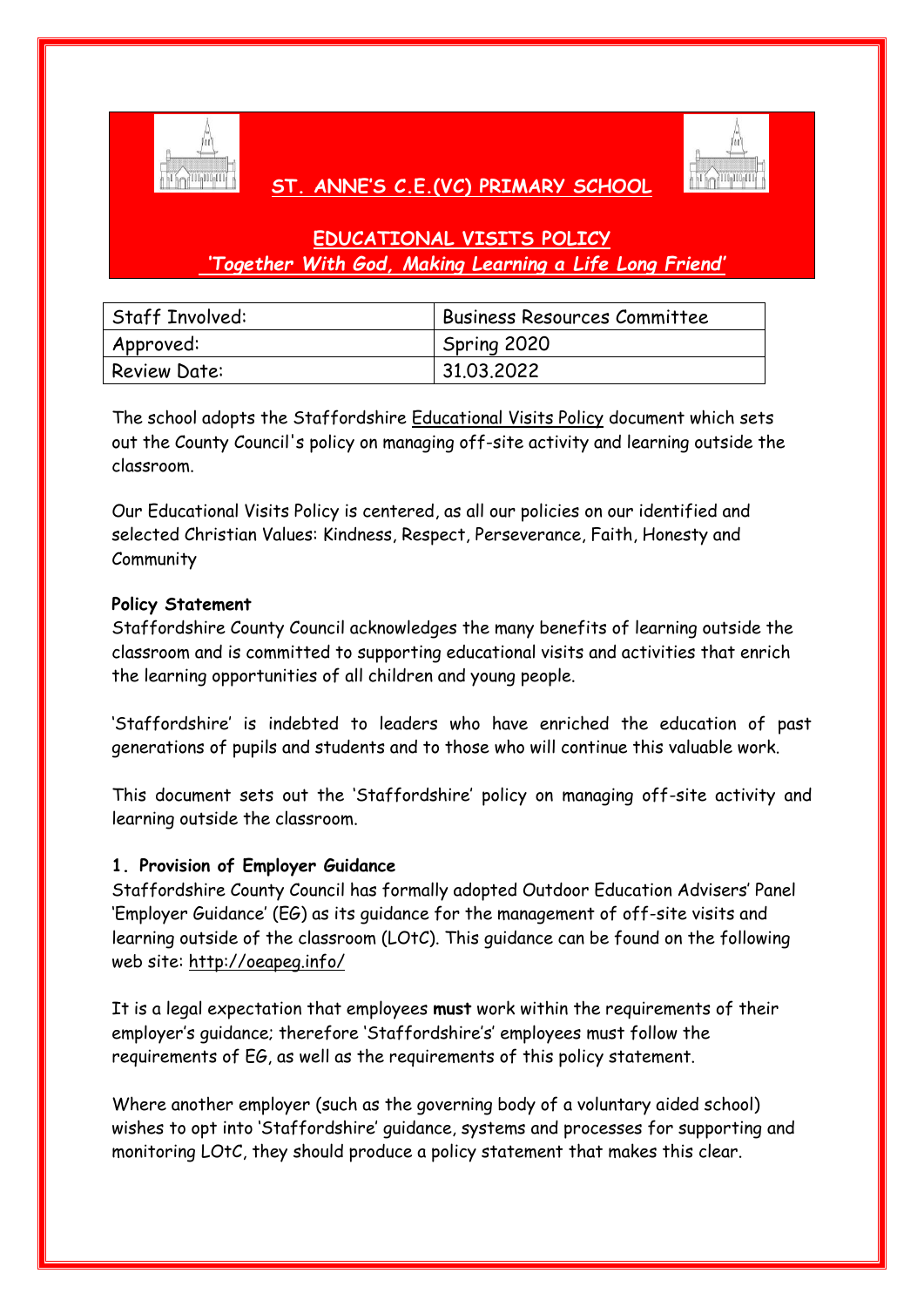# ST. ANNE'S C.E.(VC) PRIMARY SCHOOL

## EDUCATIONAL VISITS POLICY

*'Together With God, Making Learning a Life Long Friend'*

| Staff Involved: | Business Resources Committee |
|---|---|
| Approved: | Spring 2020 |
| Review Date: | 31.03.2022 |

The school adopts the Staffordshire Educational Visits Policy document which sets out the County Council's policy on managing off-site activity and learning outside the classroom.

Our Educational Visits Policy is centered, as all our policies on our identified and selected Christian Values: Kindness, Respect, Perseverance, Faith, Honesty and Community

**Policy Statement**

Staffordshire County Council acknowledges the many benefits of learning outside the classroom and is committed to supporting educational visits and activities that enrich the learning opportunities of all children and young people.

'Staffordshire' is indebted to leaders who have enriched the education of past generations of pupils and students and to those who will continue this valuable work.

This document sets out the 'Staffordshire' policy on managing off-site activity and learning outside the classroom.

**1. Provision of Employer Guidance**

Staffordshire County Council has formally adopted Outdoor Education Advisers' Panel 'Employer Guidance' (EG) as its guidance for the management of off-site visits and learning outside of the classroom (LOtC). This guidance can be found on the following web site: http://oeapeg.info/

It is a legal expectation that employees **must** work within the requirements of their employer's guidance; therefore 'Staffordshire's' employees must follow the requirements of EG, as well as the requirements of this policy statement.

Where another employer (such as the governing body of a voluntary aided school) wishes to opt into 'Staffordshire' guidance, systems and processes for supporting and monitoring LOtC, they should produce a policy statement that makes this clear.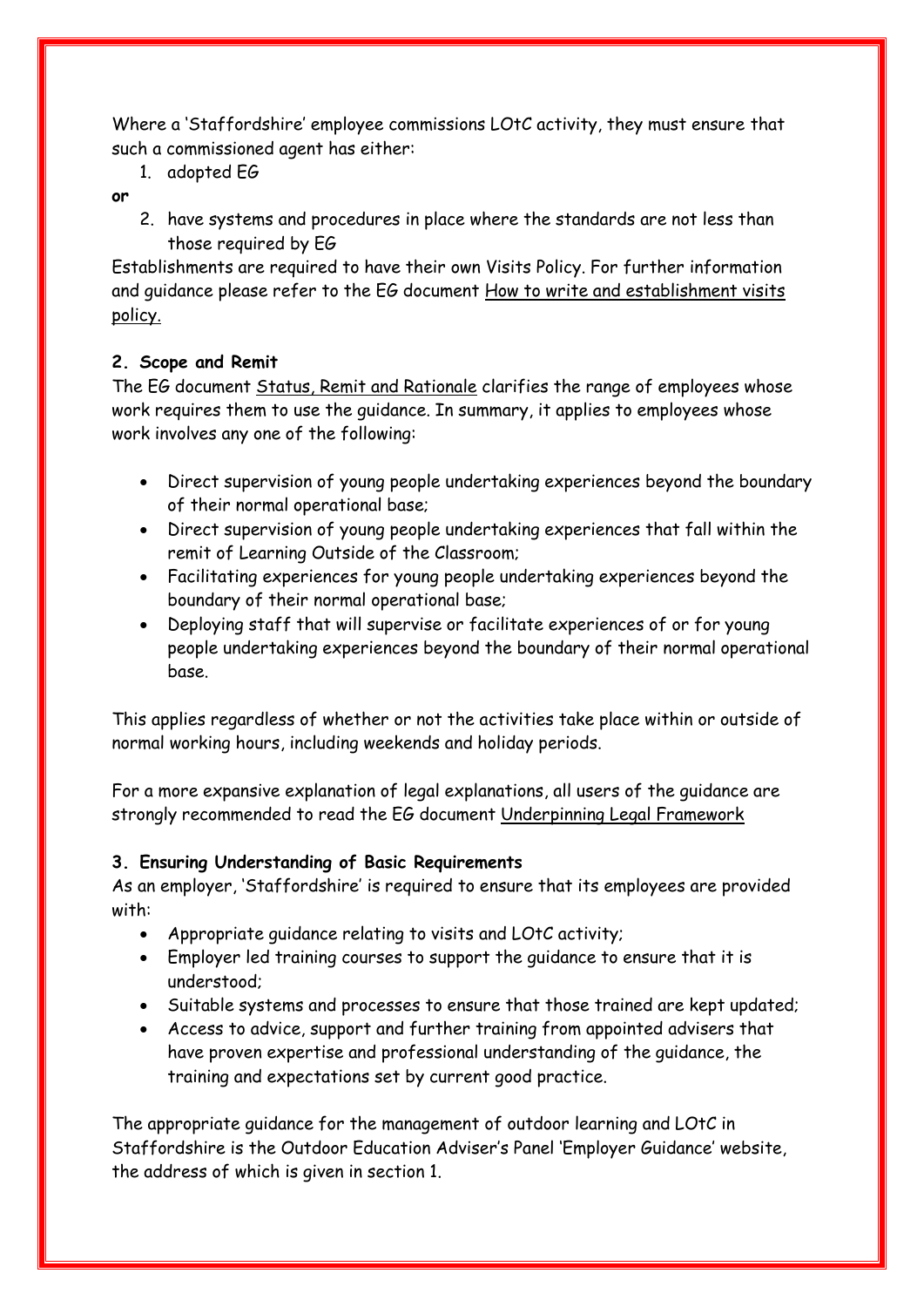Where a 'Staffordshire' employee commissions LOtC activity, they must ensure that such a commissioned agent has either:

1. adopted EG

**or**

2. have systems and procedures in place where the standards are not less than those required by EG

Establishments are required to have their own Visits Policy. For further information and guidance please refer to the EG document How to write and establishment visits policy.

## 2. Scope and Remit

The EG document Status, Remit and Rationale clarifies the range of employees whose work requires them to use the guidance. In summary, it applies to employees whose work involves any one of the following:

- Direct supervision of young people undertaking experiences beyond the boundary of their normal operational base;
- Direct supervision of young people undertaking experiences that fall within the remit of Learning Outside of the Classroom;
- Facilitating experiences for young people undertaking experiences beyond the boundary of their normal operational base;
- Deploying staff that will supervise or facilitate experiences of or for young people undertaking experiences beyond the boundary of their normal operational base.

This applies regardless of whether or not the activities take place within or outside of normal working hours, including weekends and holiday periods.

For a more expansive explanation of legal explanations, all users of the guidance are strongly recommended to read the EG document Underpinning Legal Framework

## 3. Ensuring Understanding of Basic Requirements

As an employer, 'Staffordshire' is required to ensure that its employees are provided with:

- Appropriate guidance relating to visits and LOtC activity;
- Employer led training courses to support the guidance to ensure that it is understood;
- Suitable systems and processes to ensure that those trained are kept updated;
- Access to advice, support and further training from appointed advisers that have proven expertise and professional understanding of the guidance, the training and expectations set by current good practice.

The appropriate guidance for the management of outdoor learning and LOtC in Staffordshire is the Outdoor Education Adviser's Panel 'Employer Guidance' website, the address of which is given in section 1.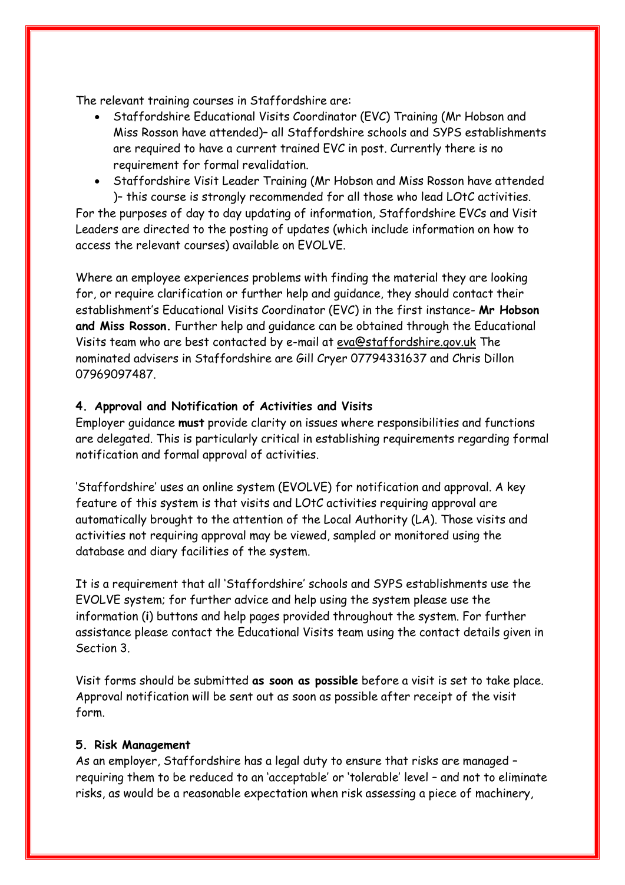The relevant training courses in Staffordshire are:

- Staffordshire Educational Visits Coordinator (EVC) Training (Mr Hobson and Miss Rosson have attended)– all Staffordshire schools and SYPS establishments are required to have a current trained EVC in post. Currently there is no requirement for formal revalidation.
- Staffordshire Visit Leader Training (Mr Hobson and Miss Rosson have attended )– this course is strongly recommended for all those who lead LOtC activities.

For the purposes of day to day updating of information, Staffordshire EVCs and Visit Leaders are directed to the posting of updates (which include information on how to access the relevant courses) available on EVOLVE.

Where an employee experiences problems with finding the material they are looking for, or require clarification or further help and guidance, they should contact their establishment's Educational Visits Coordinator (EVC) in the first instance- **Mr Hobson and Miss Rosson.** Further help and guidance can be obtained through the Educational Visits team who are best contacted by e-mail at eva@staffordshire.gov.uk The nominated advisers in Staffordshire are Gill Cryer 07794331637 and Chris Dillon 07969097487.

### 4. Approval and Notification of Activities and Visits

Employer guidance **must** provide clarity on issues where responsibilities and functions are delegated. This is particularly critical in establishing requirements regarding formal notification and formal approval of activities.

'Staffordshire' uses an online system (EVOLVE) for notification and approval. A key feature of this system is that visits and LOtC activities requiring approval are automatically brought to the attention of the Local Authority (LA). Those visits and activities not requiring approval may be viewed, sampled or monitored using the database and diary facilities of the system.

It is a requirement that all 'Staffordshire' schools and SYPS establishments use the EVOLVE system; for further advice and help using the system please use the information (**i**) buttons and help pages provided throughout the system. For further assistance please contact the Educational Visits team using the contact details given in Section 3.

Visit forms should be submitted **as soon as possible** before a visit is set to take place. Approval notification will be sent out as soon as possible after receipt of the visit form.

### 5. Risk Management

As an employer, Staffordshire has a legal duty to ensure that risks are managed – requiring them to be reduced to an 'acceptable' or 'tolerable' level – and not to eliminate risks, as would be a reasonable expectation when risk assessing a piece of machinery,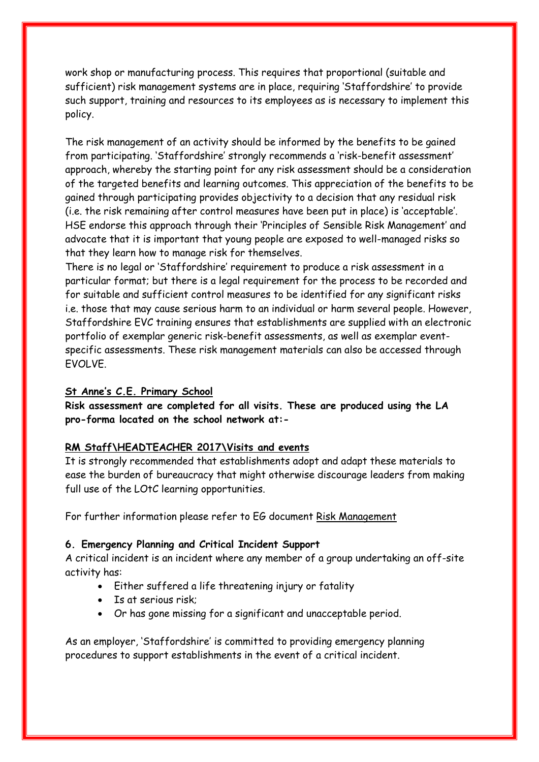work shop or manufacturing process. This requires that proportional (suitable and sufficient) risk management systems are in place, requiring 'Staffordshire' to provide such support, training and resources to its employees as is necessary to implement this policy.

The risk management of an activity should be informed by the benefits to be gained from participating. 'Staffordshire' strongly recommends a 'risk-benefit assessment' approach, whereby the starting point for any risk assessment should be a consideration of the targeted benefits and learning outcomes. This appreciation of the benefits to be gained through participating provides objectivity to a decision that any residual risk (i.e. the risk remaining after control measures have been put in place) is 'acceptable'. HSE endorse this approach through their 'Principles of Sensible Risk Management' and advocate that it is important that young people are exposed to well-managed risks so that they learn how to manage risk for themselves.

There is no legal or 'Staffordshire' requirement to produce a risk assessment in a particular format; but there is a legal requirement for the process to be recorded and for suitable and sufficient control measures to be identified for any significant risks i.e. those that may cause serious harm to an individual or harm several people. However, Staffordshire EVC training ensures that establishments are supplied with an electronic portfolio of exemplar generic risk-benefit assessments, as well as exemplar event-specific assessments. These risk management materials can also be accessed through EVOLVE.

**St Anne's C.E. Primary School**

**Risk assessment are completed for all visits. These are produced using the LA pro-forma located on the school network at:-**

**RM Staff\HEADTEACHER 2017\Visits and events**

It is strongly recommended that establishments adopt and adapt these materials to ease the burden of bureaucracy that might otherwise discourage leaders from making full use of the LOtC learning opportunities.

For further information please refer to EG document Risk Management

## 6. Emergency Planning and Critical Incident Support

A critical incident is an incident where any member of a group undertaking an off-site activity has:

- Either suffered a life threatening injury or fatality
- Is at serious risk;
- Or has gone missing for a significant and unacceptable period.

As an employer, 'Staffordshire' is committed to providing emergency planning procedures to support establishments in the event of a critical incident.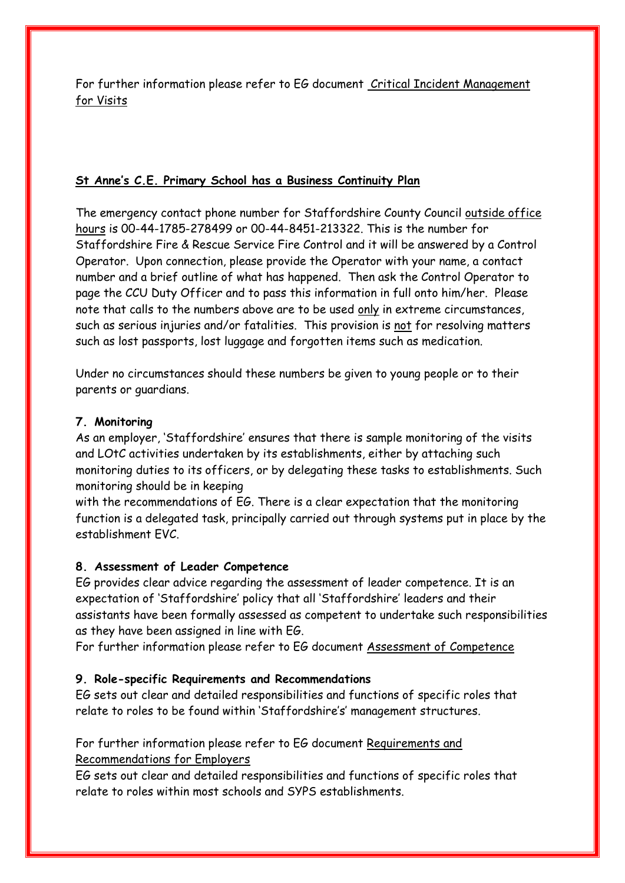For further information please refer to EG document Critical Incident Management for Visits

**St Anne's C.E. Primary School has a Business Continuity Plan**

The emergency contact phone number for Staffordshire County Council outside office hours is 00-44-1785-278499 or 00-44-8451-213322. This is the number for Staffordshire Fire & Rescue Service Fire Control and it will be answered by a Control Operator. Upon connection, please provide the Operator with your name, a contact number and a brief outline of what has happened. Then ask the Control Operator to page the CCU Duty Officer and to pass this information in full onto him/her. Please note that calls to the numbers above are to be used only in extreme circumstances, such as serious injuries and/or fatalities. This provision is not for resolving matters such as lost passports, lost luggage and forgotten items such as medication.

Under no circumstances should these numbers be given to young people or to their parents or guardians.

**7. Monitoring**

As an employer, 'Staffordshire' ensures that there is sample monitoring of the visits and LOtC activities undertaken by its establishments, either by attaching such monitoring duties to its officers, or by delegating these tasks to establishments. Such monitoring should be in keeping with the recommendations of EG. There is a clear expectation that the monitoring function is a delegated task, principally carried out through systems put in place by the establishment EVC.

**8. Assessment of Leader Competence**

EG provides clear advice regarding the assessment of leader competence. It is an expectation of 'Staffordshire' policy that all 'Staffordshire' leaders and their assistants have been formally assessed as competent to undertake such responsibilities as they have been assigned in line with EG.
For further information please refer to EG document Assessment of Competence

**9. Role-specific Requirements and Recommendations**

EG sets out clear and detailed responsibilities and functions of specific roles that relate to roles to be found within 'Staffordshire's' management structures.

For further information please refer to EG document Requirements and Recommendations for Employers
EG sets out clear and detailed responsibilities and functions of specific roles that relate to roles within most schools and SYPS establishments.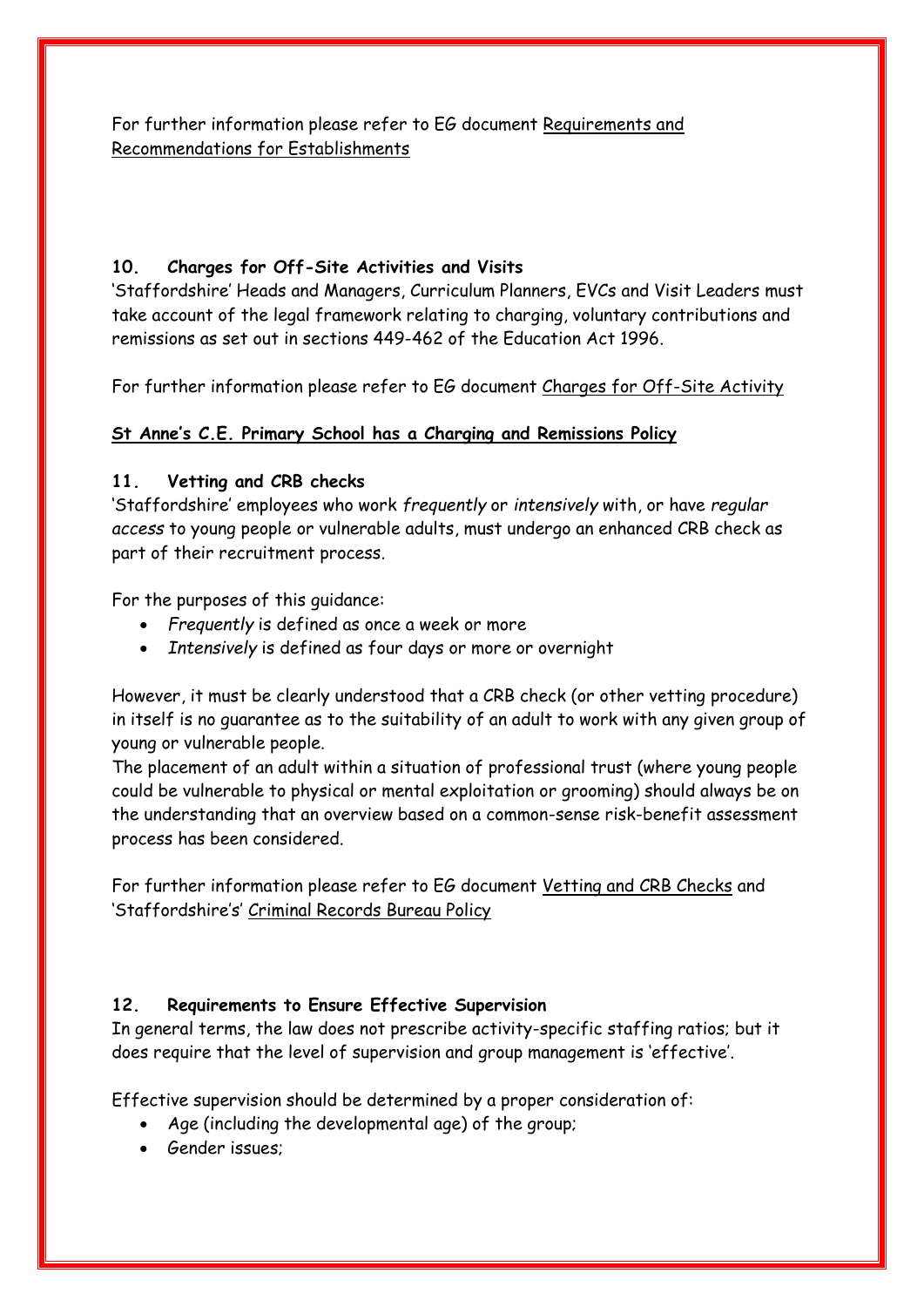For further information please refer to EG document Requirements and Recommendations for Establishments

## 10. Charges for Off-Site Activities and Visits

'Staffordshire' Heads and Managers, Curriculum Planners, EVCs and Visit Leaders must take account of the legal framework relating to charging, voluntary contributions and remissions as set out in sections 449-462 of the Education Act 1996.

For further information please refer to EG document Charges for Off-Site Activity

**St Anne's C.E. Primary School has a Charging and Remissions Policy**

## 11. Vetting and CRB checks

'Staffordshire' employees who work *frequently* or *intensively* with, or have *regular access* to young people or vulnerable adults, must undergo an enhanced CRB check as part of their recruitment process.

For the purposes of this guidance:

- *Frequently* is defined as once a week or more
- *Intensively* is defined as four days or more or overnight

However, it must be clearly understood that a CRB check (or other vetting procedure) in itself is no guarantee as to the suitability of an adult to work with any given group of young or vulnerable people.

The placement of an adult within a situation of professional trust (where young people could be vulnerable to physical or mental exploitation or grooming) should always be on the understanding that an overview based on a common-sense risk-benefit assessment process has been considered.

For further information please refer to EG document Vetting and CRB Checks and 'Staffordshire's' Criminal Records Bureau Policy

## 12. Requirements to Ensure Effective Supervision

In general terms, the law does not prescribe activity-specific staffing ratios; but it does require that the level of supervision and group management is 'effective'.

Effective supervision should be determined by a proper consideration of:

- Age (including the developmental age) of the group;
- Gender issues;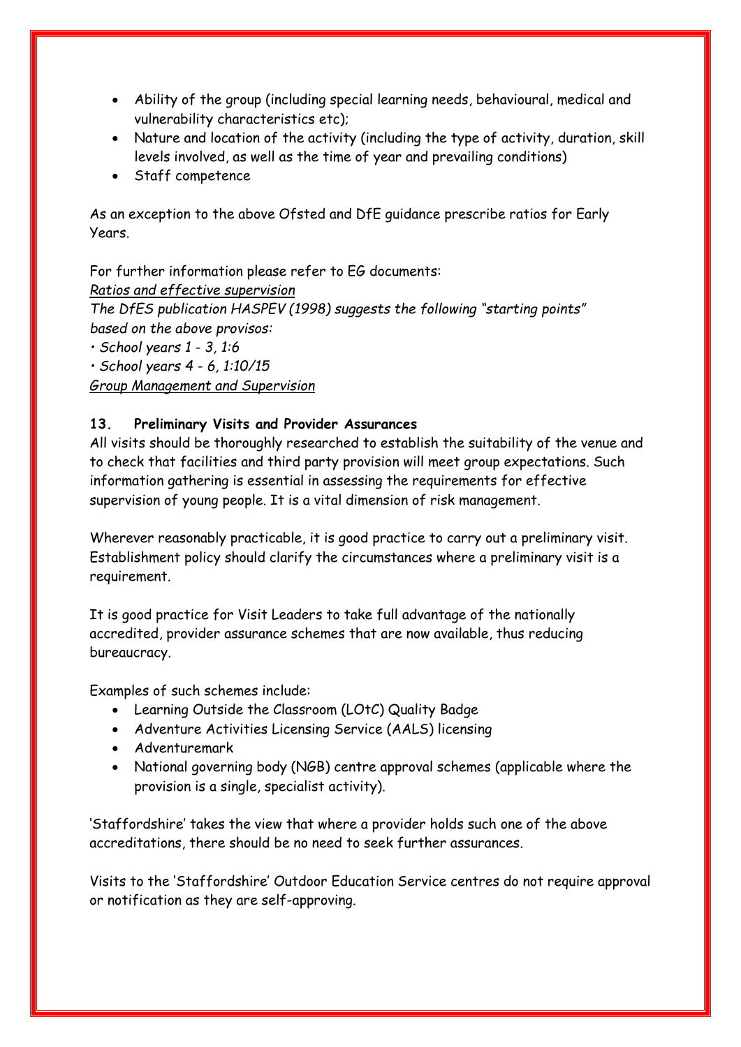- Ability of the group (including special learning needs, behavioural, medical and vulnerability characteristics etc);
- Nature and location of the activity (including the type of activity, duration, skill levels involved, as well as the time of year and prevailing conditions)
- Staff competence

As an exception to the above Ofsted and DfE guidance prescribe ratios for Early Years.

For further information please refer to EG documents:
*Ratios and effective supervision*
*The DfES publication HASPEV (1998) suggests the following "starting points" based on the above provisos:*
*• School years 1 - 3, 1:6*
*• School years 4 - 6, 1:10/15*
*Group Management and Supervision*

## 13. Preliminary Visits and Provider Assurances

All visits should be thoroughly researched to establish the suitability of the venue and to check that facilities and third party provision will meet group expectations. Such information gathering is essential in assessing the requirements for effective supervision of young people. It is a vital dimension of risk management.

Wherever reasonably practicable, it is good practice to carry out a preliminary visit. Establishment policy should clarify the circumstances where a preliminary visit is a requirement.

It is good practice for Visit Leaders to take full advantage of the nationally accredited, provider assurance schemes that are now available, thus reducing bureaucracy.

Examples of such schemes include:

- Learning Outside the Classroom (LOtC) Quality Badge
- Adventure Activities Licensing Service (AALS) licensing
- Adventuremark
- National governing body (NGB) centre approval schemes (applicable where the provision is a single, specialist activity).

'Staffordshire' takes the view that where a provider holds such one of the above accreditations, there should be no need to seek further assurances.

Visits to the 'Staffordshire' Outdoor Education Service centres do not require approval or notification as they are self-approving.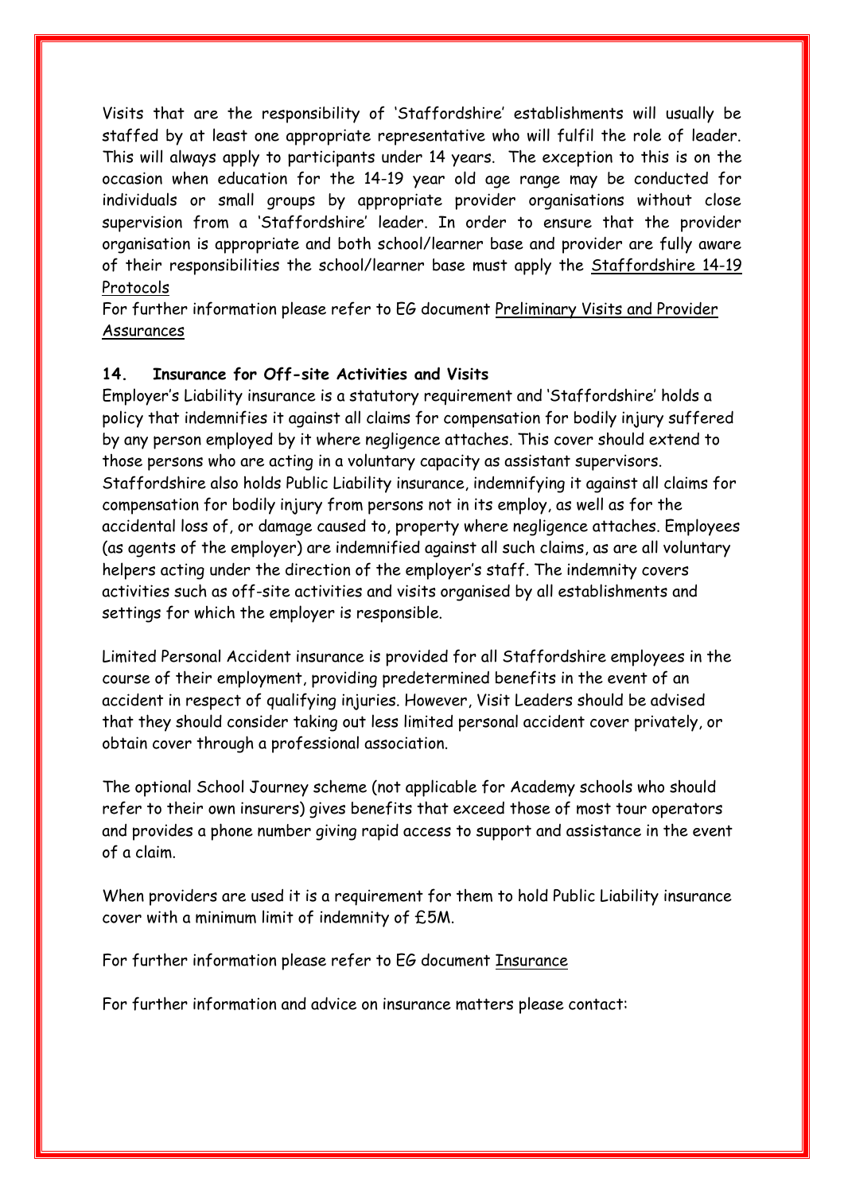Visits that are the responsibility of 'Staffordshire' establishments will usually be staffed by at least one appropriate representative who will fulfil the role of leader. This will always apply to participants under 14 years. The exception to this is on the occasion when education for the 14-19 year old age range may be conducted for individuals or small groups by appropriate provider organisations without close supervision from a 'Staffordshire' leader. In order to ensure that the provider organisation is appropriate and both school/learner base and provider are fully aware of their responsibilities the school/learner base must apply the Staffordshire 14-19 Protocols

For further information please refer to EG document Preliminary Visits and Provider Assurances

## 14. Insurance for Off-site Activities and Visits

Employer's Liability insurance is a statutory requirement and 'Staffordshire' holds a policy that indemnifies it against all claims for compensation for bodily injury suffered by any person employed by it where negligence attaches. This cover should extend to those persons who are acting in a voluntary capacity as assistant supervisors. Staffordshire also holds Public Liability insurance, indemnifying it against all claims for compensation for bodily injury from persons not in its employ, as well as for the accidental loss of, or damage caused to, property where negligence attaches. Employees (as agents of the employer) are indemnified against all such claims, as are all voluntary helpers acting under the direction of the employer's staff. The indemnity covers activities such as off-site activities and visits organised by all establishments and settings for which the employer is responsible.

Limited Personal Accident insurance is provided for all Staffordshire employees in the course of their employment, providing predetermined benefits in the event of an accident in respect of qualifying injuries. However, Visit Leaders should be advised that they should consider taking out less limited personal accident cover privately, or obtain cover through a professional association.

The optional School Journey scheme (not applicable for Academy schools who should refer to their own insurers) gives benefits that exceed those of most tour operators and provides a phone number giving rapid access to support and assistance in the event of a claim.

When providers are used it is a requirement for them to hold Public Liability insurance cover with a minimum limit of indemnity of £5M.

For further information please refer to EG document Insurance

For further information and advice on insurance matters please contact: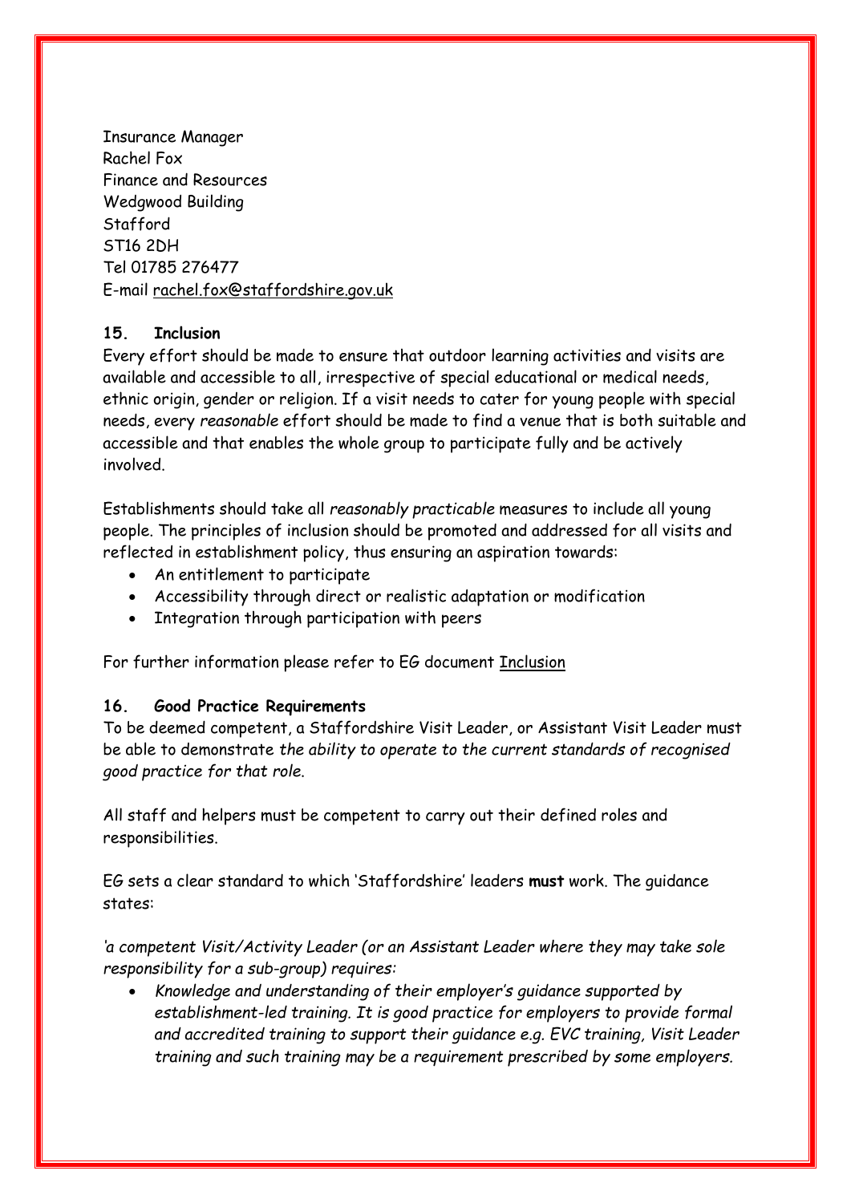Insurance Manager
Rachel Fox
Finance and Resources
Wedgwood Building
Stafford
ST16 2DH
Tel 01785 276477
E-mail rachel.fox@staffordshire.gov.uk

**15. Inclusion**

Every effort should be made to ensure that outdoor learning activities and visits are available and accessible to all, irrespective of special educational or medical needs, ethnic origin, gender or religion. If a visit needs to cater for young people with special needs, every *reasonable* effort should be made to find a venue that is both suitable and accessible and that enables the whole group to participate fully and be actively involved.

Establishments should take all *reasonably practicable* measures to include all young people. The principles of inclusion should be promoted and addressed for all visits and reflected in establishment policy, thus ensuring an aspiration towards:

- An entitlement to participate
- Accessibility through direct or realistic adaptation or modification
- Integration through participation with peers

For further information please refer to EG document Inclusion

**16. Good Practice Requirements**

To be deemed competent, a Staffordshire Visit Leader, or Assistant Visit Leader must be able to demonstrate *the ability to operate to the current standards of recognised good practice for that role.*

All staff and helpers must be competent to carry out their defined roles and responsibilities.

EG sets a clear standard to which 'Staffordshire' leaders **must** work. The guidance states:

*'a competent Visit/Activity Leader (or an Assistant Leader where they may take sole responsibility for a sub-group) requires:*

- *Knowledge and understanding of their employer's guidance supported by establishment-led training. It is good practice for employers to provide formal and accredited training to support their guidance e.g. EVC training, Visit Leader training and such training may be a requirement prescribed by some employers.*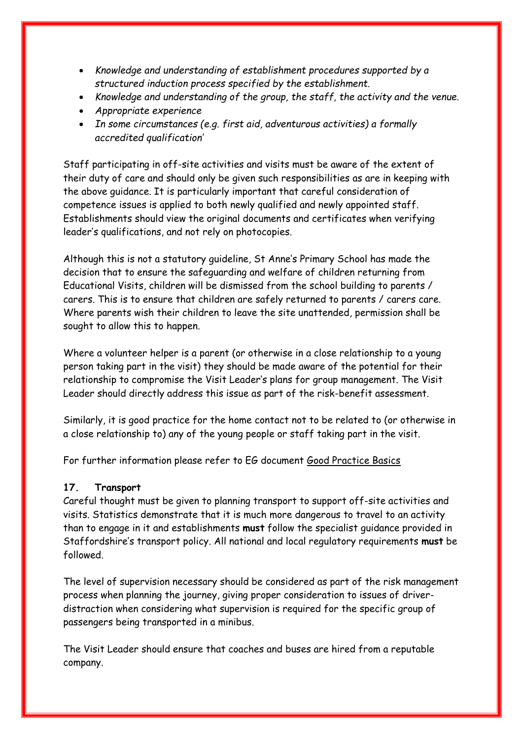- *Knowledge and understanding of establishment procedures supported by a structured induction process specified by the establishment.*
- *Knowledge and understanding of the group, the staff, the activity and the venue.*
- *Appropriate experience*
- *In some circumstances (e.g. first aid, adventurous activities) a formally accredited qualification*'

Staff participating in off-site activities and visits must be aware of the extent of their duty of care and should only be given such responsibilities as are in keeping with the above guidance. It is particularly important that careful consideration of competence issues is applied to both newly qualified and newly appointed staff. Establishments should view the original documents and certificates when verifying leader's qualifications, and not rely on photocopies.

Although this is not a statutory guideline, St Anne's Primary School has made the decision that to ensure the safeguarding and welfare of children returning from Educational Visits, children will be dismissed from the school building to parents / carers. This is to ensure that children are safely returned to parents / carers care. Where parents wish their children to leave the site unattended, permission shall be sought to allow this to happen.

Where a volunteer helper is a parent (or otherwise in a close relationship to a young person taking part in the visit) they should be made aware of the potential for their relationship to compromise the Visit Leader's plans for group management. The Visit Leader should directly address this issue as part of the risk-benefit assessment.

Similarly, it is good practice for the home contact not to be related to (or otherwise in a close relationship to) any of the young people or staff taking part in the visit.

For further information please refer to EG document Good Practice Basics

## 17. Transport

Careful thought must be given to planning transport to support off-site activities and visits. Statistics demonstrate that it is much more dangerous to travel to an activity than to engage in it and establishments **must** follow the specialist guidance provided in Staffordshire's transport policy. All national and local regulatory requirements **must** be followed.

The level of supervision necessary should be considered as part of the risk management process when planning the journey, giving proper consideration to issues of driver-distraction when considering what supervision is required for the specific group of passengers being transported in a minibus.

The Visit Leader should ensure that coaches and buses are hired from a reputable company.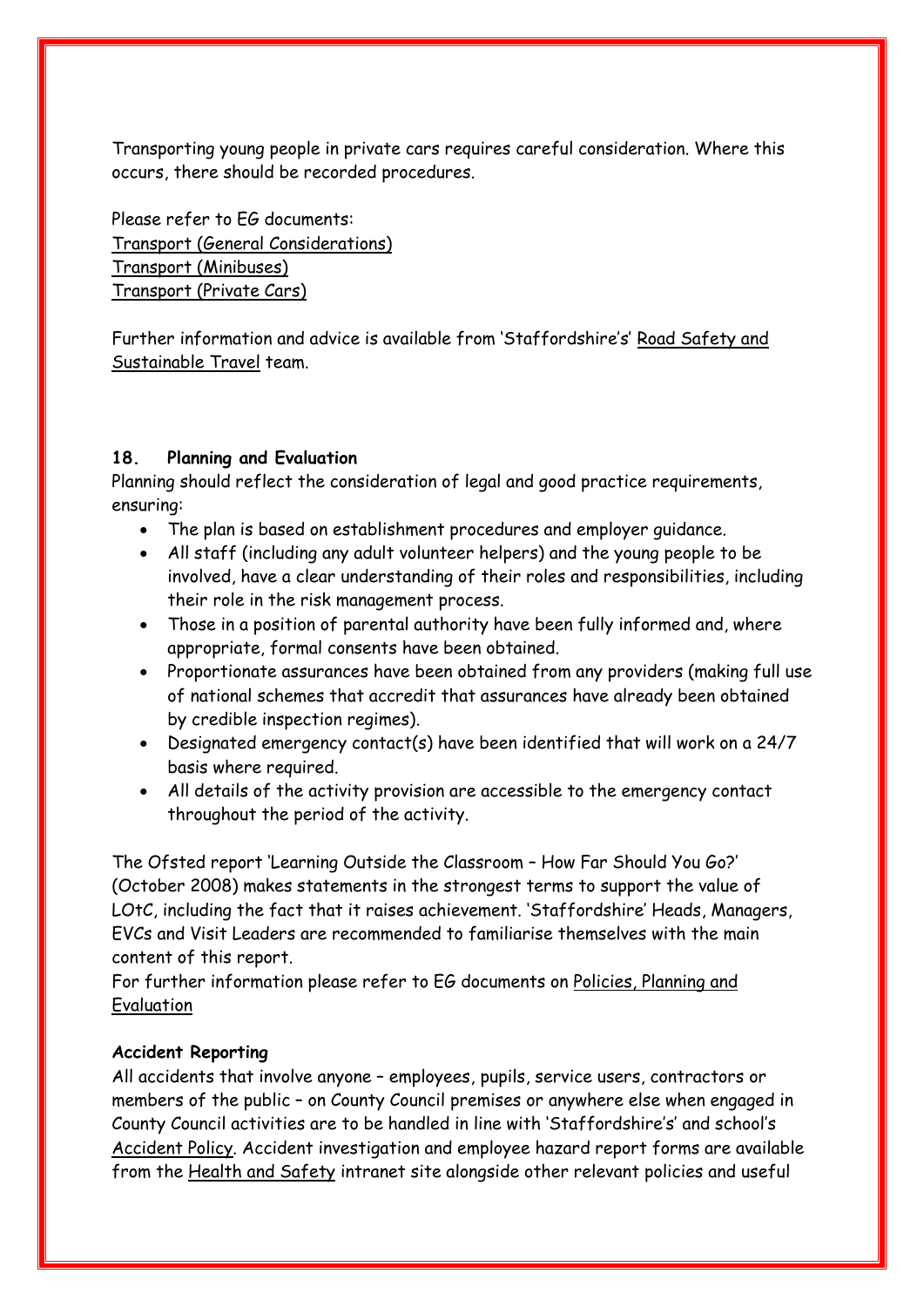Transporting young people in private cars requires careful consideration. Where this occurs, there should be recorded procedures.

Please refer to EG documents:
Transport (General Considerations)
Transport (Minibuses)
Transport (Private Cars)

Further information and advice is available from 'Staffordshire's' Road Safety and Sustainable Travel team.

## 18. Planning and Evaluation

Planning should reflect the consideration of legal and good practice requirements, ensuring:

- The plan is based on establishment procedures and employer guidance.
- All staff (including any adult volunteer helpers) and the young people to be involved, have a clear understanding of their roles and responsibilities, including their role in the risk management process.
- Those in a position of parental authority have been fully informed and, where appropriate, formal consents have been obtained.
- Proportionate assurances have been obtained from any providers (making full use of national schemes that accredit that assurances have already been obtained by credible inspection regimes).
- Designated emergency contact(s) have been identified that will work on a 24/7 basis where required.
- All details of the activity provision are accessible to the emergency contact throughout the period of the activity.

The Ofsted report 'Learning Outside the Classroom – How Far Should You Go?' (October 2008) makes statements in the strongest terms to support the value of LOtC, including the fact that it raises achievement. 'Staffordshire' Heads, Managers, EVCs and Visit Leaders are recommended to familiarise themselves with the main content of this report.
For further information please refer to EG documents on Policies, Planning and Evaluation

**Accident Reporting**

All accidents that involve anyone – employees, pupils, service users, contractors or members of the public – on County Council premises or anywhere else when engaged in County Council activities are to be handled in line with 'Staffordshire's' and school's Accident Policy. Accident investigation and employee hazard report forms are available from the Health and Safety intranet site alongside other relevant policies and useful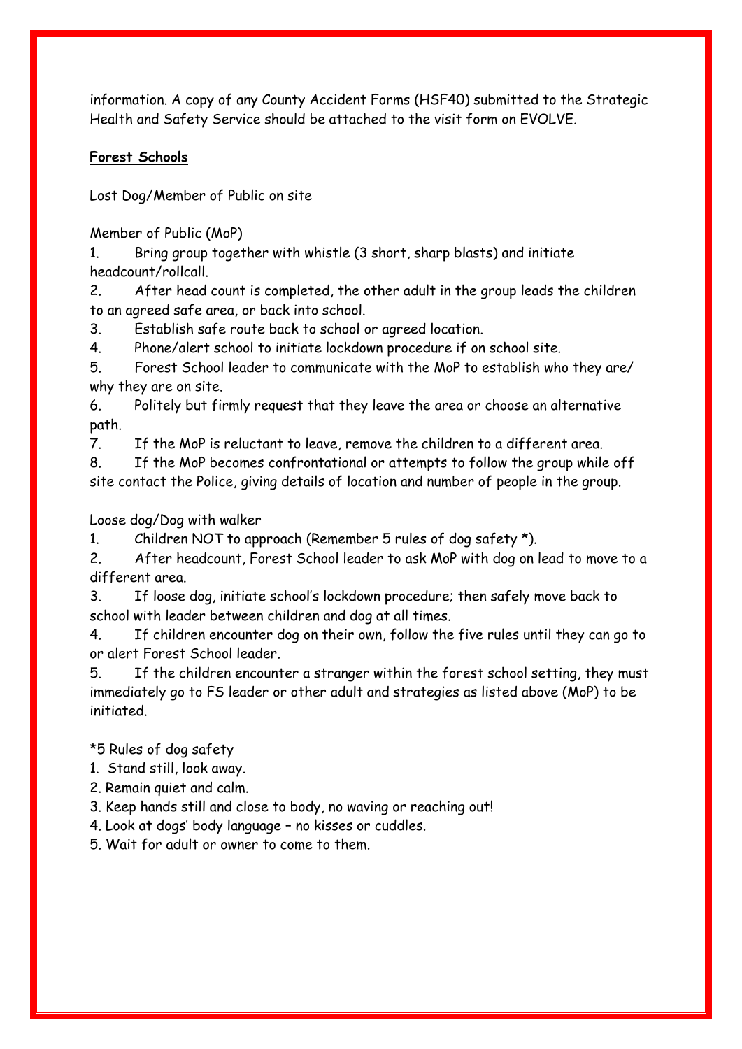information. A copy of any County Accident Forms (HSF40) submitted to the Strategic Health and Safety Service should be attached to the visit form on EVOLVE.

**Forest Schools**

Lost Dog/Member of Public on site

Member of Public (MoP)

1. Bring group together with whistle (3 short, sharp blasts) and initiate headcount/rollcall.
2. After head count is completed, the other adult in the group leads the children to an agreed safe area, or back into school.
3. Establish safe route back to school or agreed location.
4. Phone/alert school to initiate lockdown procedure if on school site.
5. Forest School leader to communicate with the MoP to establish who they are/ why they are on site.
6. Politely but firmly request that they leave the area or choose an alternative path.
7. If the MoP is reluctant to leave, remove the children to a different area.
8. If the MoP becomes confrontational or attempts to follow the group while off site contact the Police, giving details of location and number of people in the group.

Loose dog/Dog with walker

1. Children NOT to approach (Remember 5 rules of dog safety *).
2. After headcount, Forest School leader to ask MoP with dog on lead to move to a different area.
3. If loose dog, initiate school's lockdown procedure; then safely move back to school with leader between children and dog at all times.
4. If children encounter dog on their own, follow the five rules until they can go to or alert Forest School leader.
5. If the children encounter a stranger within the forest school setting, they must immediately go to FS leader or other adult and strategies as listed above (MoP) to be initiated.

*5 Rules of dog safety

1. Stand still, look away.
2. Remain quiet and calm.
3. Keep hands still and close to body, no waving or reaching out!
4. Look at dogs' body language – no kisses or cuddles.
5. Wait for adult or owner to come to them.